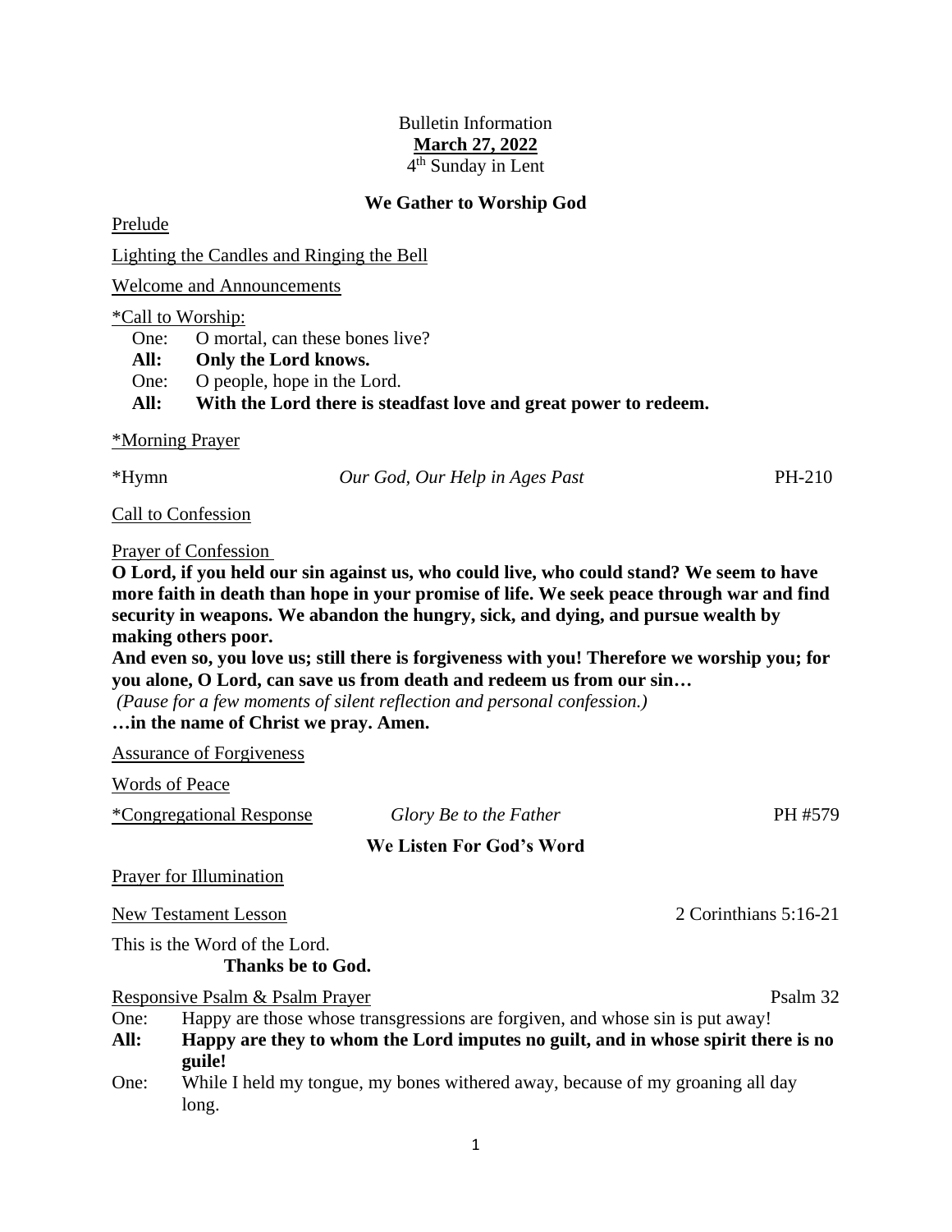Bulletin Information

**March 27, 2022**

4th Sunday in Lent

## We Gather to Worship God

Prelude

Lighting the Candles and Ringing the Bell

Welcome and Announcements

*Call to Worship:

One: O mortal, can these bones live?

**All: Only the Lord knows.**

One: O people, hope in the Lord.

**All: With the Lord there is steadfast love and great power to redeem.**

*Morning Prayer

*Hymn *Our God, Our Help in Ages Past* PH-210

Call to Confession

Prayer of Confession

**O Lord, if you held our sin against us, who could live, who could stand? We seem to have more faith in death than hope in your promise of life. We seek peace through war and find security in weapons. We abandon the hungry, sick, and dying, and pursue wealth by making others poor.**

**And even so, you love us; still there is forgiveness with you! Therefore we worship you; for you alone, O Lord, can save us from death and redeem us from our sin…**

*(Pause for a few moments of silent reflection and personal confession.)*

**…in the name of Christ we pray. Amen.**

Assurance of Forgiveness

Words of Peace

*Congregational Response *Glory Be to the Father* PH #579

## We Listen For God's Word

Prayer for Illumination

New Testament Lesson 2 Corinthians 5:16-21

This is the Word of the Lord.

**Thanks be to God.**

Responsive Psalm & Psalm Prayer Psalm 32

One: Happy are those whose transgressions are forgiven, and whose sin is put away!

**All: Happy are they to whom the Lord imputes no guilt, and in whose spirit there is no guile!**

One: While I held my tongue, my bones withered away, because of my groaning all day long.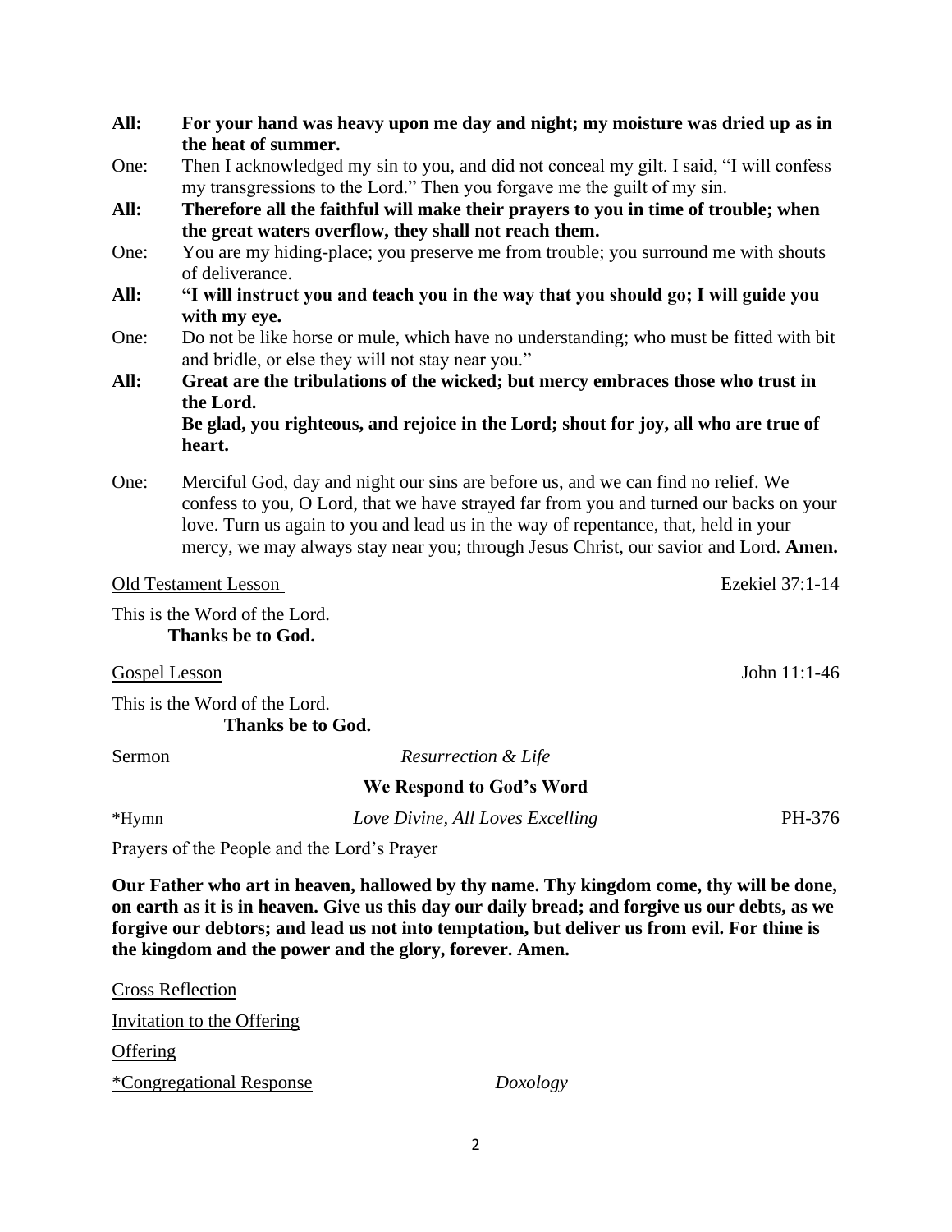**All:** **For your hand was heavy upon me day and night; my moisture was dried up as in the heat of summer.**

One: Then I acknowledged my sin to you, and did not conceal my gilt. I said, "I will confess my transgressions to the Lord." Then you forgave me the guilt of my sin.

**All:** **Therefore all the faithful will make their prayers to you in time of trouble; when the great waters overflow, they shall not reach them.**

One: You are my hiding-place; you preserve me from trouble; you surround me with shouts of deliverance.

**All:** **"I will instruct you and teach you in the way that you should go; I will guide you with my eye.**

One: Do not be like horse or mule, which have no understanding; who must be fitted with bit and bridle, or else they will not stay near you."

**All:** **Great are the tribulations of the wicked; but mercy embraces those who trust in the Lord.**
**Be glad, you righteous, and rejoice in the Lord; shout for joy, all who are true of heart.**

One: Merciful God, day and night our sins are before us, and we can find no relief. We confess to you, O Lord, that we have strayed far from you and turned our backs on your love. Turn us again to you and lead us in the way of repentance, that, held in your mercy, we may always stay near you; through Jesus Christ, our savior and Lord. **Amen.**

Old Testament Lesson — Ezekiel 37:1-14

This is the Word of the Lord.
**Thanks be to God.**

Gospel Lesson — John 11:1-46

This is the Word of the Lord.
**Thanks be to God.**

Sermon — *Resurrection & Life*

**We Respond to God's Word**

*Hymn — *Love Divine, All Loves Excelling* — PH-376

Prayers of the People and the Lord's Prayer

**Our Father who art in heaven, hallowed by thy name. Thy kingdom come, thy will be done, on earth as it is in heaven. Give us this day our daily bread; and forgive us our debts, as we forgive our debtors; and lead us not into temptation, but deliver us from evil. For thine is the kingdom and the power and the glory, forever. Amen.**

Cross Reflection

Invitation to the Offering

Offering

*Congregational Response — *Doxology*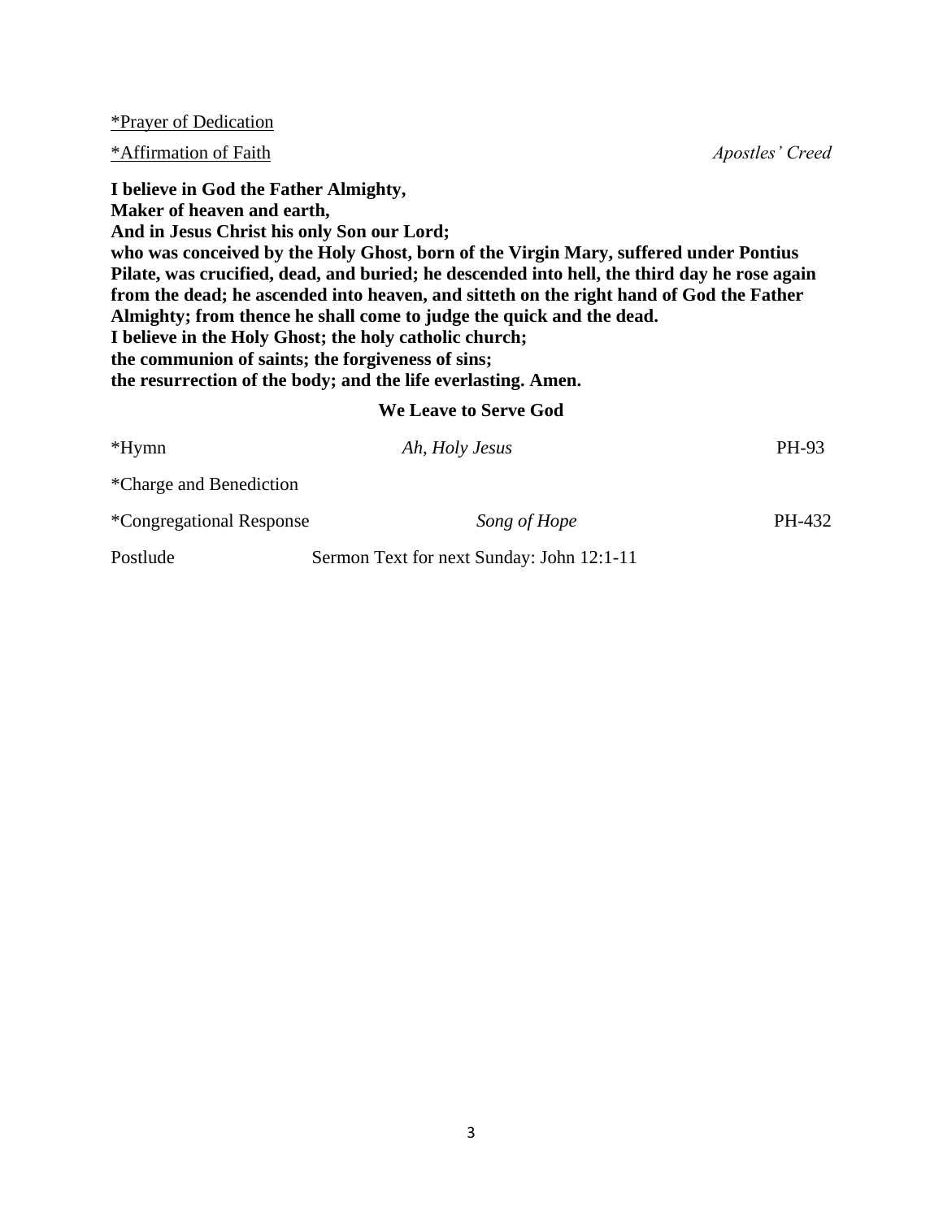<u>*Prayer of Dedication</u>

<u>*Affirmation of Faith</u> *Apostles' Creed*

**I believe in God the Father Almighty,**
**Maker of heaven and earth,**
**And in Jesus Christ his only Son our Lord;**
**who was conceived by the Holy Ghost, born of the Virgin Mary, suffered under Pontius Pilate, was crucified, dead, and buried; he descended into hell, the third day he rose again from the dead; he ascended into heaven, and sitteth on the right hand of God the Father Almighty; from thence he shall come to judge the quick and the dead.**
**I believe in the Holy Ghost; the holy catholic church;**
**the communion of saints; the forgiveness of sins;**
**the resurrection of the body; and the life everlasting. Amen.**

**We Leave to Serve God**

*Hymn *Ah, Holy Jesus* PH-93

*Charge and Benediction

*Congregational Response *Song of Hope* PH-432

Postlude Sermon Text for next Sunday: John 12:1-11